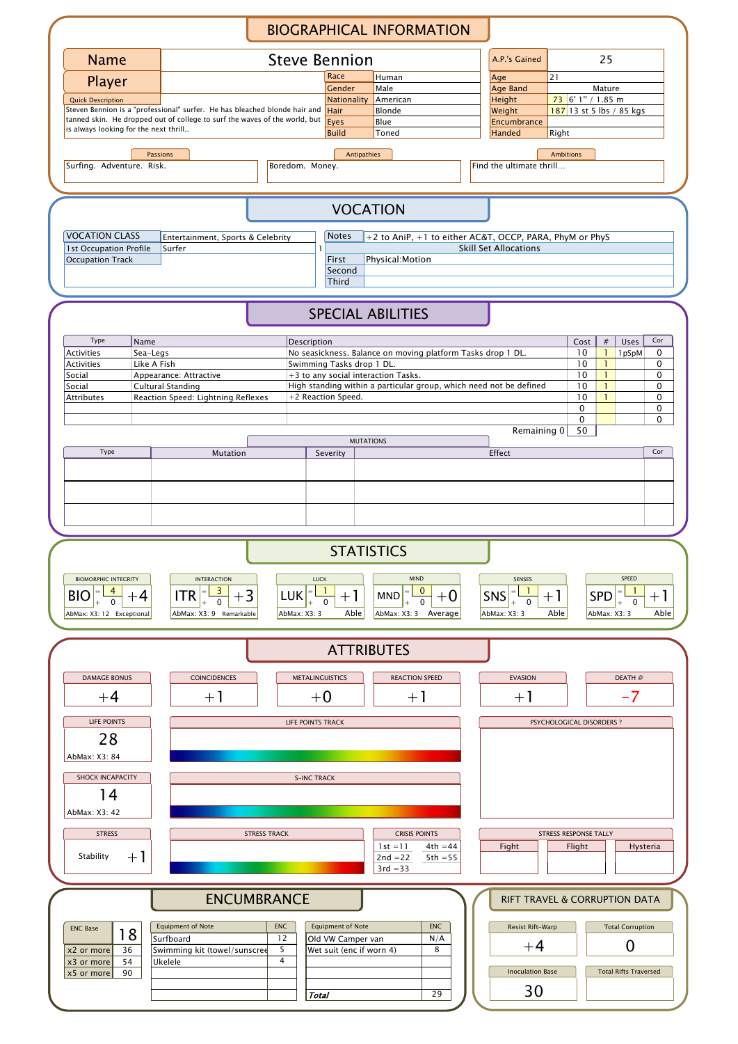# BIOGRAPHICAL INFORMATION

| Name | Steve Bennion |
|---|---|
| Player | |

| A.P.'s Gained | 25 |
|---|---|
| Age | 21 |
| Age Band | Mature |
| Height | 73 6' 1" / 1.85 m |
| Weight | 187 13 st 5 lbs / 85 kgs |
| Encumbrance | |
| Handed | Right |

| Race | Human |
|---|---|
| Gender | Male |
| Nationality | American |
| Hair | Blonde |
| Eyes | Blue |
| Build | Toned |

**Quick Description**

Steven Bennion is a "professional" surfer. He has bleached blonde hair and tanned skin. He dropped out of college to surf the waves of the world, but is always looking for the next thrill..

| Passions | Antipathies | Ambitions |
|---|---|---|
| Surfing. Adventure. Risk. | Boredom. Money. | Find the ultimate thrill... |

# VOCATION

| VOCATION CLASS | Entertainment, Sports & Celebrity |
|---|---|
| 1st Occupation Profile | Surfer |
| Occupation Track | |

| Notes | +2 to AniP, +1 to either AC&T, OCCP, PARA, PhyM or PhyS |
|---|---|
| | Skill Set Allocations |
| First | Physical:Motion |
| Second | |
| Third | |

# SPECIAL ABILITIES

| Type | Name | Description | Cost | # | Uses | Cor |
|---|---|---|---|---|---|---|
| Activities | Sea-Legs | No seasickness. Balance on moving platform Tasks drop 1 DL. | 10 | 1 | 1pSpM | 0 |
| Activities | Like A Fish | Swimming Tasks drop 1 DL. | 10 | 1 | | 0 |
| Social | Appearance: Attractive | +3 to any social interaction Tasks. | 10 | 1 | | 0 |
| Social | Cultural Standing | High standing within a particular group, which need not be defined | 10 | 1 | | 0 |
| Attributes | Reaction Speed: Lightning Reflexes | +2 Reaction Speed. | 10 | 1 | | 0 |
| | | | 0 | | | 0 |
| | | | 0 | | | 0 |

Remaining 0 | 50

**MUTATIONS**

| Type | Mutation | Severity | Effect | Cor |
|---|---|---|---|---|
| | | | | |
| | | | | |
| | | | | |

# STATISTICS

| Statistic | Value | Modifier | Bonus | AbMax | Rating |
|---|---|---|---|---|---|
| BIOMORPHIC INTEGRITY (BIO) | 4 | 0 | +4 | X3: 12 | Exceptional |
| INTERACTION (ITR) | 3 | 0 | +3 | X3: 9 | Remarkable |
| LUCK (LUK) | 1 | 0 | +1 | X3: 3 | Able |
| MIND (MND) | 0 | 0 | +0 | X3: 3 | Average |
| SENSES (SNS) | 1 | 0 | +1 | X3: 3 | Able |
| SPEED (SPD) | 1 | 0 | +1 | X3: 3 | Able |

# ATTRIBUTES

| DAMAGE BONUS | COINCIDENCES | METALINGUISTICS | REACTION SPEED | EVASION | DEATH @ |
|---|---|---|---|---|---|
| +4 | +1 | +0 | +1 | +1 | -7 |

**LIFE POINTS:** 28 (AbMax: X3: 84)

**LIFE POINTS TRACK**

**PSYCHOLOGICAL DISORDERS ?**

**SHOCK INCAPACITY:** 14 (AbMax: X3: 42)

**S-INC TRACK**

**STRESS:** Stability +1

**STRESS TRACK**

**CRISIS POINTS**

| | |
|---|---|
| 1st =11 | 4th =44 |
| 2nd =22 | 5th =55 |
| 3rd =33 | |

**STRESS RESPONSE TALLY**

| Fight | Flight | Hysteria |
|---|---|---|
| | | |

# ENCUMBRANCE

| ENC Base | 18 |
|---|---|
| x2 or more | 36 |
| x3 or more | 54 |
| x5 or more | 90 |

| Equipment of Note | ENC | Equipment of Note | ENC |
|---|---|---|---|
| Surfboard | 12 | Old VW Camper van | N/A |
| Swimming kit (towel/sunscree | 5 | Wet suit (enc if worn 4) | 8 |
| Ukelele | 4 | | |
| | | | |
| | | | |
| | | *Total* | 29 |

# RIFT TRAVEL & CORRUPTION DATA

| Resist Rift-Warp | Total Corruption |
|---|---|
| +4 | 0 |

| Inoculation Base | Total Rifts Traversed |
|---|---|
| 30 | |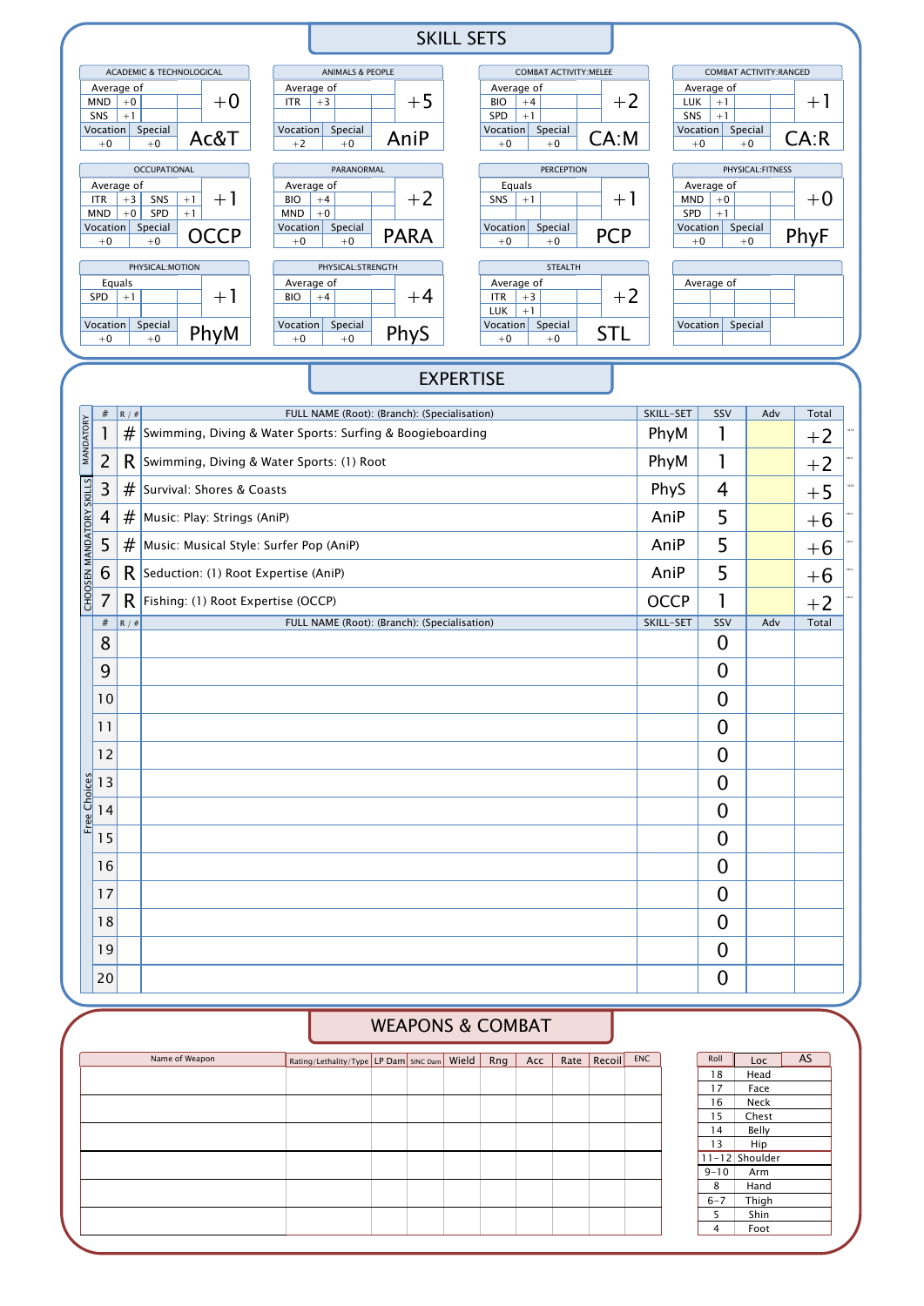# SKILL SETS

### ACADEMIC & TECHNOLOGICAL

| | | | |
|---|---|---|---|
| Average of | | | +0 |
| MND | +0 | | |
| SNS | +1 | | |
| Vocation | Special | Ac&T | |
| +0 | +0 | | |

### ANIMALS & PEOPLE

| | | | |
|---|---|---|---|
| Average of | | | +5 |
| ITR | +3 | | |
| Vocation | Special | AniP | |
| +2 | +0 | | |

### COMBAT ACTIVITY:MELEE

| | | | |
|---|---|---|---|
| Average of | | | +2 |
| BIO | +4 | | |
| SPD | +1 | | |
| Vocation | Special | CA:M | |
| +0 | +0 | | |

### COMBAT ACTIVITY:RANGED

| | | | |
|---|---|---|---|
| Average of | | | +1 |
| LUK | +1 | | |
| SNS | +1 | | |
| Vocation | Special | CA:R | |
| +0 | +0 | | |

### OCCUPATIONAL

| | | | | | |
|---|---|---|---|---|---|
| Average of | | | | | +1 |
| ITR | +3 | SNS | +1 | | |
| MND | +0 | SPD | +1 | | |
| Vocation | Special | OCCP | | | |
| +0 | +0 | | | | |

### PARANORMAL

| | | | |
|---|---|---|---|
| Average of | | | +2 |
| BIO | +4 | | |
| MND | +0 | | |
| Vocation | Special | PARA | |
| +0 | +0 | | |

### PERCEPTION

| | | | |
|---|---|---|---|
| Equals | | | +1 |
| SNS | +1 | | |
| Vocation | Special | PCP | |
| +0 | +0 | | |

### PHYSICAL:FITNESS

| | | | |
|---|---|---|---|
| Average of | | | +0 |
| MND | +0 | | |
| SPD | +1 | | |
| Vocation | Special | PhyF | |
| +0 | +0 | | |

### PHYSICAL:MOTION

| | | | |
|---|---|---|---|
| Equals | | | +1 |
| SPD | +1 | | |
| Vocation | Special | PhyM | |
| +0 | +0 | | |

### PHYSICAL:STRENGTH

| | | | |
|---|---|---|---|
| Average of | | | +4 |
| BIO | +4 | | |
| Vocation | Special | PhyS | |
| +0 | +0 | | |

### STEALTH

| | | | |
|---|---|---|---|
| Average of | | | +2 |
| ITR | +3 | | |
| LUK | +1 | | |
| Vocation | Special | STL | |
| +0 | +0 | | |

### (blank)

| | | | |
|---|---|---|---|
| Average of | | | |
| Vocation | Special | | |

# EXPERTISE

| | # | R / # | FULL NAME (Root): (Branch): (Specialisation) | SKILL-SET | SSV | Adv | Total |
|---|---|---|---|---|---|---|---|
| MANDATORY | 1 | # | Swimming, Diving & Water Sports: Surfing & Boogieboarding | PhyM | 1 | | +2 |
| | 2 | R | Swimming, Diving & Water Sports: (1) Root | PhyM | 1 | | +2 |
| CHOOSEN MANDATORY SKILLS | 3 | # | Survival: Shores & Coasts | PhyS | 4 | | +5 |
| | 4 | # | Music: Play: Strings (AniP) | AniP | 5 | | +6 |
| | 5 | # | Music: Musical Style: Surfer Pop (AniP) | AniP | 5 | | +6 |
| | 6 | R | Seduction: (1) Root Expertise (AniP) | AniP | 5 | | +6 |
| | 7 | R | Fishing: (1) Root Expertise (OCCP) | OCCP | 1 | | +2 |

| | # | R / # | FULL NAME (Root): (Branch): (Specialisation) | SKILL-SET | SSV | Adv | Total |
|---|---|---|---|---|---|---|---|
| Free Choices | 8 | | | | 0 | | |
| | 9 | | | | 0 | | |
| | 10 | | | | 0 | | |
| | 11 | | | | 0 | | |
| | 12 | | | | 0 | | |
| | 13 | | | | 0 | | |
| | 14 | | | | 0 | | |
| | 15 | | | | 0 | | |
| | 16 | | | | 0 | | |
| | 17 | | | | 0 | | |
| | 18 | | | | 0 | | |
| | 19 | | | | 0 | | |
| | 20 | | | | 0 | | |

# WEAPONS & COMBAT

| Name of Weapon | Rating/Lethality/Type | LP Dam | SINC Dam | Wield | Rng | Acc | Rate | Recoil | ENC |
|---|---|---|---|---|---|---|---|---|---|
| | | | | | | | | | |
| | | | | | | | | | |
| | | | | | | | | | |
| | | | | | | | | | |
| | | | | | | | | | |
| | | | | | | | | | |

| Roll | Loc | AS |
|---|---|---|
| 18 | Head | |
| 17 | Face | |
| 16 | Neck | |
| 15 | Chest | |
| 14 | Belly | |
| 13 | Hip | |
| 11-12 | Shoulder | |
| 9-10 | Arm | |
| 8 | Hand | |
| 6-7 | Thigh | |
| 5 | Shin | |
| 4 | Foot | |